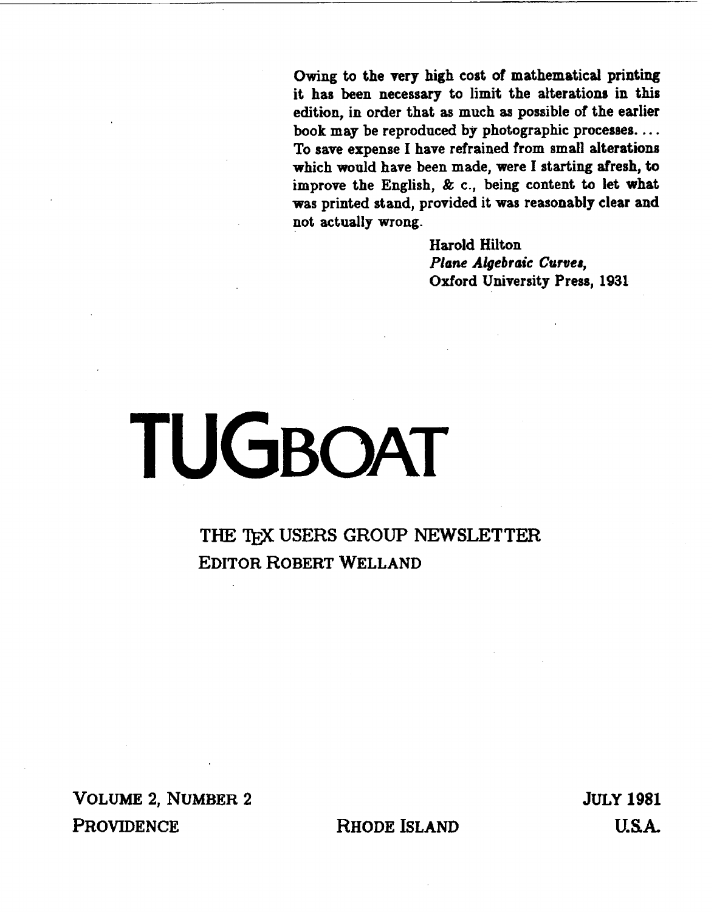**Owing to the very high cost of mathematical printing it has been necessary to limit the alterations in this edition, in order that as much as possible of the earlier book may be reproduced by photographic processes. ... To save expense I have refrained from small alterations which would have been made, were I starting afresh, to improve the English, & c., being content to let what was printed stand, provided it was reasonably clear and not actually wrong.**

**Harold Hilton**
***Plane Algebraic Curves,***
**Oxford University Press, 1931**

# TUGBOAT

THE TEX USERS GROUP NEWSLETTER
EDITOR ROBERT WELLAND

VOLUME 2, NUMBER 2 — JULY 1981

PROVIDENCE — RHODE ISLAND — U.S.A.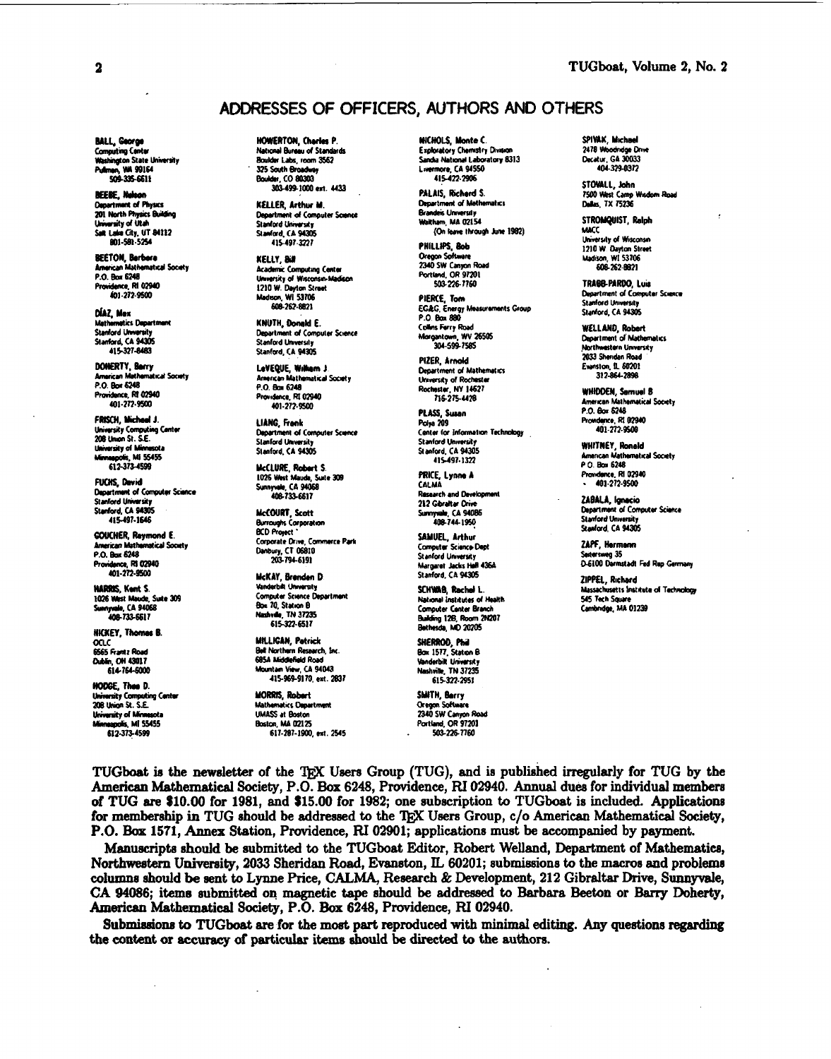# ADDRESSES OF OFFICERS, AUTHORS AND OTHERS

**BALL, George**
Computing Center
Washington State University
Pullman, WA 99164
509-335-6611

**BEEBE, Nelson**
Department of Physics
201 North Physics Building
University of Utah
Salt Lake City, UT 84112
801-581-5254

**BEETON, Barbara**
American Mathematical Society
P.O. Box 6248
Providence, RI 02940
401-272-9500

**DÍAZ, Max**
Mathematics Department
Stanford University
Stanford, CA 94305
415-327-8483

**DOHERTY, Barry**
American Mathematical Society
P.O. Box 6248
Providence, RI 02940
401-272-9500

**FRISCH, Michael J.**
University Computing Center
208 Union St. S.E.
University of Minnesota
Minneapolis, MI 55455
612-373-4599

**FUCHS, David**
Department of Computer Science
Stanford University
Stanford, CA 94305
415-497-1646

**GOUCHER, Raymond E.**
American Mathematical Society
P.O. Box 6248
Providence, RI 02940
401-272-9500

**HARRIS, Kent S.**
1026 West Maude, Suite 309
Sunnyvale, CA 94068
408-733-6617

**HICKEY, Thomas B.**
OCLC
6565 Frantz Road
Dublin, OH 43017
614-764-6000

**HODGE, Theo D.**
University Computing Center
208 Union St. S.E.
University of Minnesota
Minneapolis, MI 55455
612-373-4599

**HOWERTON, Charles P.**
National Bureau of Standards
Boulder Labs, room 3562
325 South Broadway
Boulder, CO 80303
303-499-1000 ext. 4433

**KELLER, Arthur M.**
Department of Computer Science
Stanford University
Stanford, CA 94305
415-497-3227

**KELLY, Bill**
Academic Computing Center
University of Wisconsin-Madison
1210 W. Dayton Street
Madison, WI 53706
608-262-8821

**KNUTH, Donald E.**
Department of Computer Science
Stanford University
Stanford, CA 94305

**LeVEQUE, William J.**
American Mathematical Society
P.O. Box 6248
Providence, RI 02940
401-272-9500

**LIANG, Frank**
Department of Computer Science
Stanford University
Stanford, CA 94305

**McCLURE, Robert S.**
1026 West Maude, Suite 309
Sunnyvale, CA 94068
408-733-6617

**McCOURT, Scott**
Burroughs Corporation
BCD Project
Corporate Drive, Commerce Park
Danbury, CT 06810
203-794-6191

**McKAY, Brendan D**
Vanderbilt University
Computer Science Department
Box 70, Station B
Nashville, TN 37235
615-322-6517

**MILLIGAN, Patrick**
Bell Northern Research, Inc.
685A Middlefield Road
Mountain View, CA 94043
415-969-9170, ext. 2637

**MORRIS, Robert**
Mathematics Department
UMASS at Boston
Boston, MA 02125
617-287-1900, ext. 2545

**NICHOLS, Monte C.**
Exploratory Chemistry Division
Sandia National Laboratory 8313
Livermore, CA 94550
415-422-2906

**PALAIS, Richard S.**
Department of Mathematics
Brandeis University
Waltham, MA 02154
(On leave through June 1982)

**PHILLIPS, Bob**
Oregon Software
2340 SW Canyon Road
Portland, OR 97201
503-226-7760

**PIERCE, Tom**
EG&G, Energy Measurements Group
P.O. Box 880
Collins Ferry Road
Morgantown, WV 26505
304-599-7585

**PIZER, Arnold**
Department of Mathematics
University of Rochester
Rochester, NY 14627
716-275-4428

**PLASS, Susan**
Polya 209
Center for Information Technology
Stanford University
Stanford, CA 94305
415-497-1322

**PRICE, Lynne A**
CALMA
Research and Development
212 Gibraltar Drive
Sunnyvale, CA 94086
408-744-1950

**SAMUEL, Arthur**
Computer Science Dept
Stanford University
Margaret Jacks Hall 436A
Stanford, CA 94305

**SCHWAB, Rachel L.**
National Institutes of Health
Computer Center Branch
Building 12B, Room 2N207
Bethesda, MD 20205

**SHERROD, Phil**
Box 1577, Station B
Vanderbilt University
Nashville, TN 37235
615-322-2951

**SMITH, Barry**
Oregon Software
2340 SW Canyon Road
Portland, OR 97201
503-226-7760

**SPIVAK, Michael**
2478 Woodridge Drive
Decatur, GA 30033
404-329-0372

**STOVALL, John**
7500 West Camp Wisdom Road
Dallas, TX 75236

**STROMQUIST, Ralph**
MACC
University of Wisconsin
1210 W Dayton Street
Madison, WI 53706
608-262-8821

**TRABB-PARDO, Luis**
Department of Computer Science
Stanford University
Stanford, CA 94305

**WELLAND, Robert**
Department of Mathematics
Northwestern University
2033 Sheridan Road
Evanston, IL 60201
312-864-2898

**WHIDDEN, Samuel B**
American Mathematical Society
P.O. Box 6248
Providence, RI 02940
401-272-9500

**WHITNEY, Ronald**
American Mathematical Society
P.O. Box 6248
Providence, RI 02940
401-272-9500

**ZABALA, Ignacio**
Department of Computer Science
Stanford University
Stanford, CA 94305

**ZAPF, Hermann**
Seitersweg 35
D-6100 Darmstadt Fed Rep Germany

**ZIPPEL, Richard**
Massachusetts Institute of Technology
545 Tech Square
Cambridge, MA 01239

---

**TUGboat is the newsletter of the TEX Users Group (TUG), and is published irregularly for TUG by the American Mathematical Society, P.O. Box 6248, Providence, RI 02940. Annual dues for individual members of TUG are $10.00 for 1981, and $15.00 for 1982; one subscription to TUGboat is included. Applications for membership in TUG should be addressed to the TEX Users Group, c/o American Mathematical Society, P.O. Box 1571, Annex Station, Providence, RI 02901; applications must be accompanied by payment.**

**Manuscripts should be submitted to the TUGboat Editor, Robert Welland, Department of Mathematics, Northwestern University, 2033 Sheridan Road, Evanston, IL 60201; submissions to the macros and problems columns should be sent to Lynne Price, CALMA, Research & Development, 212 Gibraltar Drive, Sunnyvale, CA 94086; items submitted on magnetic tape should be addressed to Barbara Beeton or Barry Doherty, American Mathematical Society, P.O. Box 6248, Providence, RI 02940.**

**Submissions to TUGboat are for the most part reproduced with minimal editing. Any questions regarding the content or accuracy of particular items should be directed to the authors.**